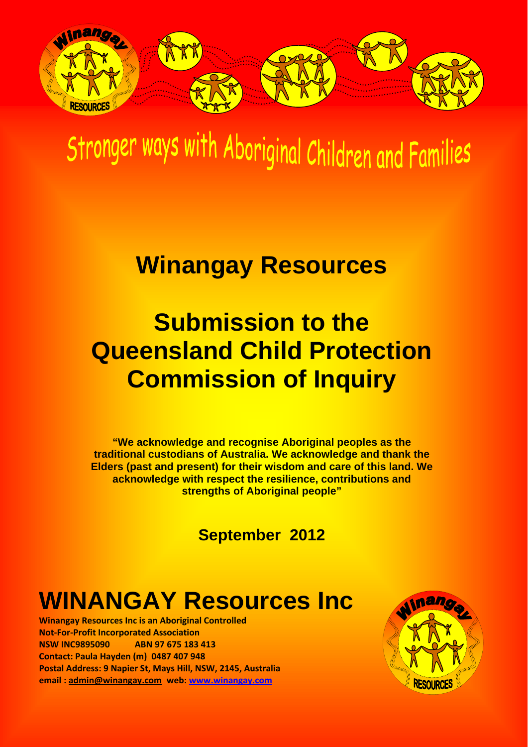Stronger ways with Aboriginal Children and Families

# Winangay Resources

# Submission to the Queensland Child Protection Commission of Inquiry

**"We acknowledge and recognise Aboriginal peoples as the traditional custodians of Australia. We acknowledge and thank the Elders (past and present) for their wisdom and care of this land. We acknowledge with respect the resilience, contributions and strengths of Aboriginal people"**

**September 2012**

# WINANGAY Resources Inc

**Winangay Resources Inc is an Aboriginal Controlled Not-For-Profit Incorporated Association**
**NSW INC9895090 ABN 97 675 183 413**
**Contact: Paula Hayden (m) 0487 407 948**
**Postal Address: 9 Napier St, Mays Hill, NSW, 2145, Australia**
**email : admin@winangay.com web: www.winangay.com**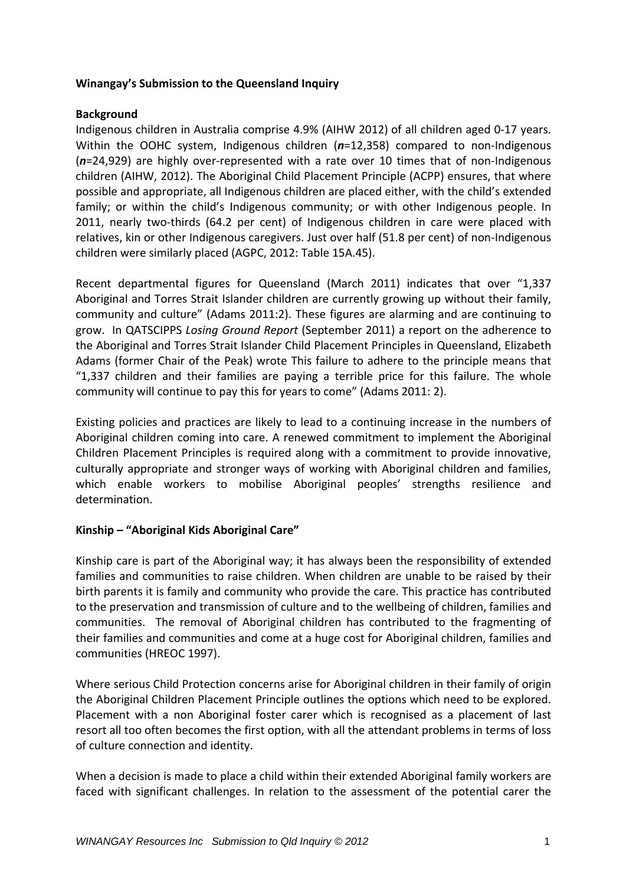**Winangay's Submission to the Queensland Inquiry**

**Background**

Indigenous children in Australia comprise 4.9% (AIHW 2012) of all children aged 0-17 years. Within the OOHC system, Indigenous children (***n***=12,358) compared to non-Indigenous (***n***=24,929) are highly over-represented with a rate over 10 times that of non-Indigenous children (AIHW, 2012). The Aboriginal Child Placement Principle (ACPP) ensures, that where possible and appropriate, all Indigenous children are placed either, with the child's extended family; or within the child's Indigenous community; or with other Indigenous people. In 2011, nearly two-thirds (64.2 per cent) of Indigenous children in care were placed with relatives, kin or other Indigenous caregivers. Just over half (51.8 per cent) of non-Indigenous children were similarly placed (AGPC, 2012: Table 15A.45).

Recent departmental figures for Queensland (March 2011) indicates that over "1,337 Aboriginal and Torres Strait Islander children are currently growing up without their family, community and culture" (Adams 2011:2). These figures are alarming and are continuing to grow. In QATSCIPPS *Losing Ground Report* (September 2011) a report on the adherence to the Aboriginal and Torres Strait Islander Child Placement Principles in Queensland, Elizabeth Adams (former Chair of the Peak) wrote This failure to adhere to the principle means that "1,337 children and their families are paying a terrible price for this failure. The whole community will continue to pay this for years to come" (Adams 2011: 2).

Existing policies and practices are likely to lead to a continuing increase in the numbers of Aboriginal children coming into care. A renewed commitment to implement the Aboriginal Children Placement Principles is required along with a commitment to provide innovative, culturally appropriate and stronger ways of working with Aboriginal children and families, which enable workers to mobilise Aboriginal peoples' strengths resilience and determination.

**Kinship – "Aboriginal Kids Aboriginal Care"**

Kinship care is part of the Aboriginal way; it has always been the responsibility of extended families and communities to raise children. When children are unable to be raised by their birth parents it is family and community who provide the care. This practice has contributed to the preservation and transmission of culture and to the wellbeing of children, families and communities. The removal of Aboriginal children has contributed to the fragmenting of their families and communities and come at a huge cost for Aboriginal children, families and communities (HREOC 1997).

Where serious Child Protection concerns arise for Aboriginal children in their family of origin the Aboriginal Children Placement Principle outlines the options which need to be explored. Placement with a non Aboriginal foster carer which is recognised as a placement of last resort all too often becomes the first option, with all the attendant problems in terms of loss of culture connection and identity.

When a decision is made to place a child within their extended Aboriginal family workers are faced with significant challenges. In relation to the assessment of the potential carer the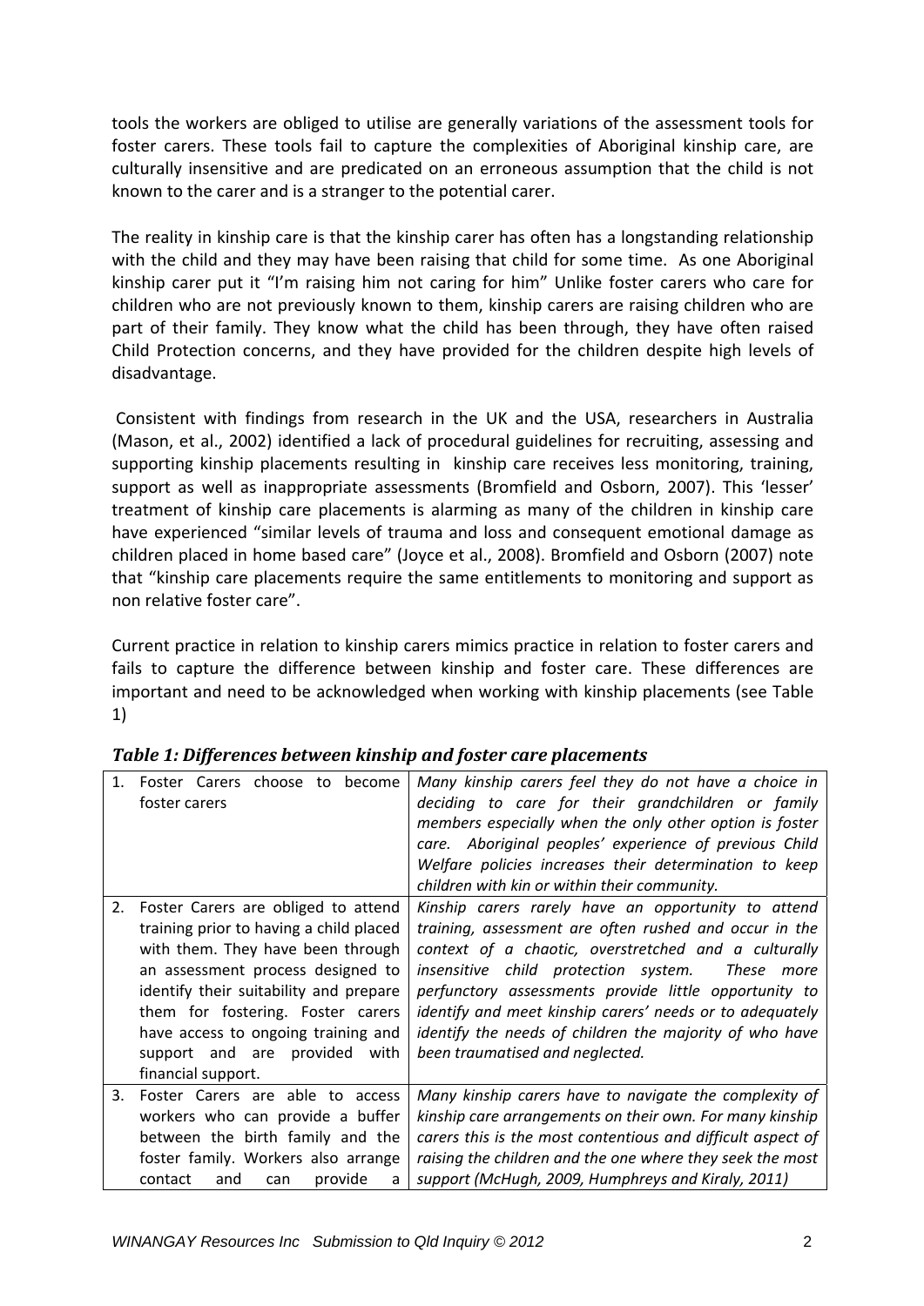tools the workers are obliged to utilise are generally variations of the assessment tools for foster carers. These tools fail to capture the complexities of Aboriginal kinship care, are culturally insensitive and are predicated on an erroneous assumption that the child is not known to the carer and is a stranger to the potential carer.

The reality in kinship care is that the kinship carer has often has a longstanding relationship with the child and they may have been raising that child for some time. As one Aboriginal kinship carer put it "I'm raising him not caring for him" Unlike foster carers who care for children who are not previously known to them, kinship carers are raising children who are part of their family. They know what the child has been through, they have often raised Child Protection concerns, and they have provided for the children despite high levels of disadvantage.

Consistent with findings from research in the UK and the USA, researchers in Australia (Mason, et al., 2002) identified a lack of procedural guidelines for recruiting, assessing and supporting kinship placements resulting in kinship care receives less monitoring, training, support as well as inappropriate assessments (Bromfield and Osborn, 2007). This 'lesser' treatment of kinship care placements is alarming as many of the children in kinship care have experienced "similar levels of trauma and loss and consequent emotional damage as children placed in home based care" (Joyce et al., 2008). Bromfield and Osborn (2007) note that "kinship care placements require the same entitlements to monitoring and support as non relative foster care".

Current practice in relation to kinship carers mimics practice in relation to foster carers and fails to capture the difference between kinship and foster care. These differences are important and need to be acknowledged when working with kinship placements (see Table 1)

***Table 1: Differences between kinship and foster care placements***

| Foster care | Kinship care |
|---|---|
| 1. Foster Carers choose to become foster carers | *Many kinship carers feel they do not have a choice in deciding to care for their grandchildren or family members especially when the only other option is foster care. Aboriginal peoples' experience of previous Child Welfare policies increases their determination to keep children with kin or within their community.* |
| 2. Foster Carers are obliged to attend training prior to having a child placed with them. They have been through an assessment process designed to identify their suitability and prepare them for fostering. Foster carers have access to ongoing training and support and are provided with financial support. | *Kinship carers rarely have an opportunity to attend training, assessment are often rushed and occur in the context of a chaotic, overstretched and a culturally insensitive child protection system. These more perfunctory assessments provide little opportunity to identify and meet kinship carers' needs or to adequately identify the needs of children the majority of who have been traumatised and neglected.* |
| 3. Foster Carers are able to access workers who can provide a buffer between the birth family and the foster family. Workers also arrange contact and can provide a | *Many kinship carers have to navigate the complexity of kinship care arrangements on their own. For many kinship carers this is the most contentious and difficult aspect of raising the children and the one where they seek the most support (McHugh, 2009, Humphreys and Kiraly, 2011)* |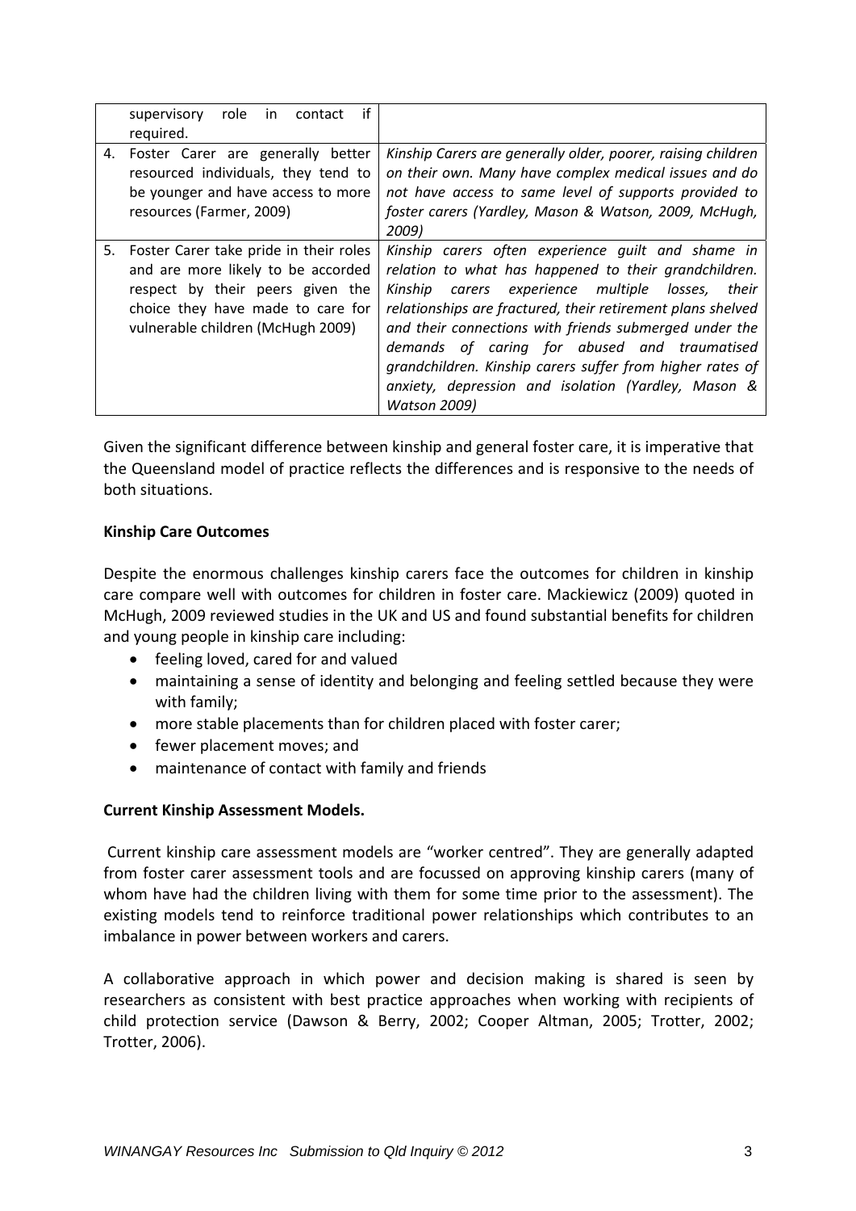| | |
|---|---|
| supervisory role in contact if required. | |
| 4. Foster Carer are generally better resourced individuals, they tend to be younger and have access to more resources (Farmer, 2009) | *Kinship Carers are generally older, poorer, raising children on their own. Many have complex medical issues and do not have access to same level of supports provided to foster carers (Yardley, Mason & Watson, 2009, McHugh, 2009)* |
| 5. Foster Carer take pride in their roles and are more likely to be accorded respect by their peers given the choice they have made to care for vulnerable children (McHugh 2009) | *Kinship carers often experience guilt and shame in relation to what has happened to their grandchildren. Kinship carers experience multiple losses, their relationships are fractured, their retirement plans shelved and their connections with friends submerged under the demands of caring for abused and traumatised grandchildren. Kinship carers suffer from higher rates of anxiety, depression and isolation (Yardley, Mason & Watson 2009)* |

Given the significant difference between kinship and general foster care, it is imperative that the Queensland model of practice reflects the differences and is responsive to the needs of both situations.

**Kinship Care Outcomes**

Despite the enormous challenges kinship carers face the outcomes for children in kinship care compare well with outcomes for children in foster care. Mackiewicz (2009) quoted in McHugh, 2009 reviewed studies in the UK and US and found substantial benefits for children and young people in kinship care including:

- feeling loved, cared for and valued
- maintaining a sense of identity and belonging and feeling settled because they were with family;
- more stable placements than for children placed with foster carer;
- fewer placement moves; and
- maintenance of contact with family and friends

**Current Kinship Assessment Models.**

Current kinship care assessment models are "worker centred". They are generally adapted from foster carer assessment tools and are focussed on approving kinship carers (many of whom have had the children living with them for some time prior to the assessment). The existing models tend to reinforce traditional power relationships which contributes to an imbalance in power between workers and carers.

A collaborative approach in which power and decision making is shared is seen by researchers as consistent with best practice approaches when working with recipients of child protection service (Dawson & Berry, 2002; Cooper Altman, 2005; Trotter, 2002; Trotter, 2006).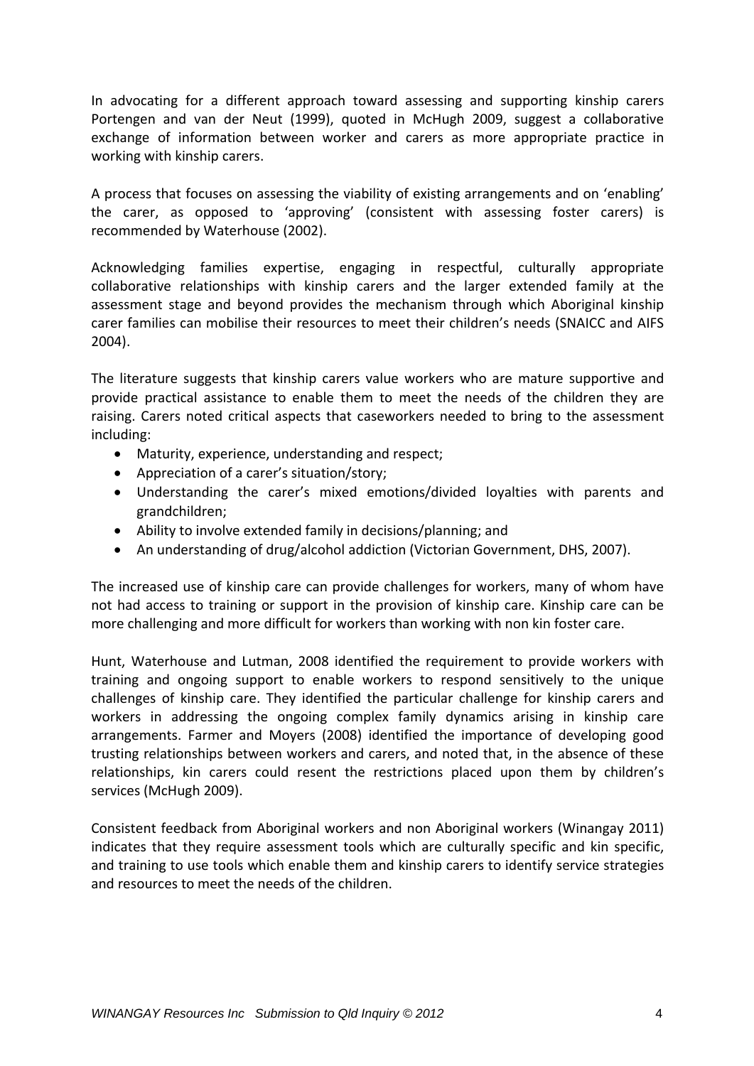In advocating for a different approach toward assessing and supporting kinship carers Portengen and van der Neut (1999), quoted in McHugh 2009, suggest a collaborative exchange of information between worker and carers as more appropriate practice in working with kinship carers.

A process that focuses on assessing the viability of existing arrangements and on 'enabling' the carer, as opposed to 'approving' (consistent with assessing foster carers) is recommended by Waterhouse (2002).

Acknowledging families expertise, engaging in respectful, culturally appropriate collaborative relationships with kinship carers and the larger extended family at the assessment stage and beyond provides the mechanism through which Aboriginal kinship carer families can mobilise their resources to meet their children's needs (SNAICC and AIFS 2004).

The literature suggests that kinship carers value workers who are mature supportive and provide practical assistance to enable them to meet the needs of the children they are raising. Carers noted critical aspects that caseworkers needed to bring to the assessment including:

- Maturity, experience, understanding and respect;
- Appreciation of a carer's situation/story;
- Understanding the carer's mixed emotions/divided loyalties with parents and grandchildren;
- Ability to involve extended family in decisions/planning; and
- An understanding of drug/alcohol addiction (Victorian Government, DHS, 2007).

The increased use of kinship care can provide challenges for workers, many of whom have not had access to training or support in the provision of kinship care. Kinship care can be more challenging and more difficult for workers than working with non kin foster care.

Hunt, Waterhouse and Lutman, 2008 identified the requirement to provide workers with training and ongoing support to enable workers to respond sensitively to the unique challenges of kinship care. They identified the particular challenge for kinship carers and workers in addressing the ongoing complex family dynamics arising in kinship care arrangements. Farmer and Moyers (2008) identified the importance of developing good trusting relationships between workers and carers, and noted that, in the absence of these relationships, kin carers could resent the restrictions placed upon them by children's services (McHugh 2009).

Consistent feedback from Aboriginal workers and non Aboriginal workers (Winangay 2011) indicates that they require assessment tools which are culturally specific and kin specific, and training to use tools which enable them and kinship carers to identify service strategies and resources to meet the needs of the children.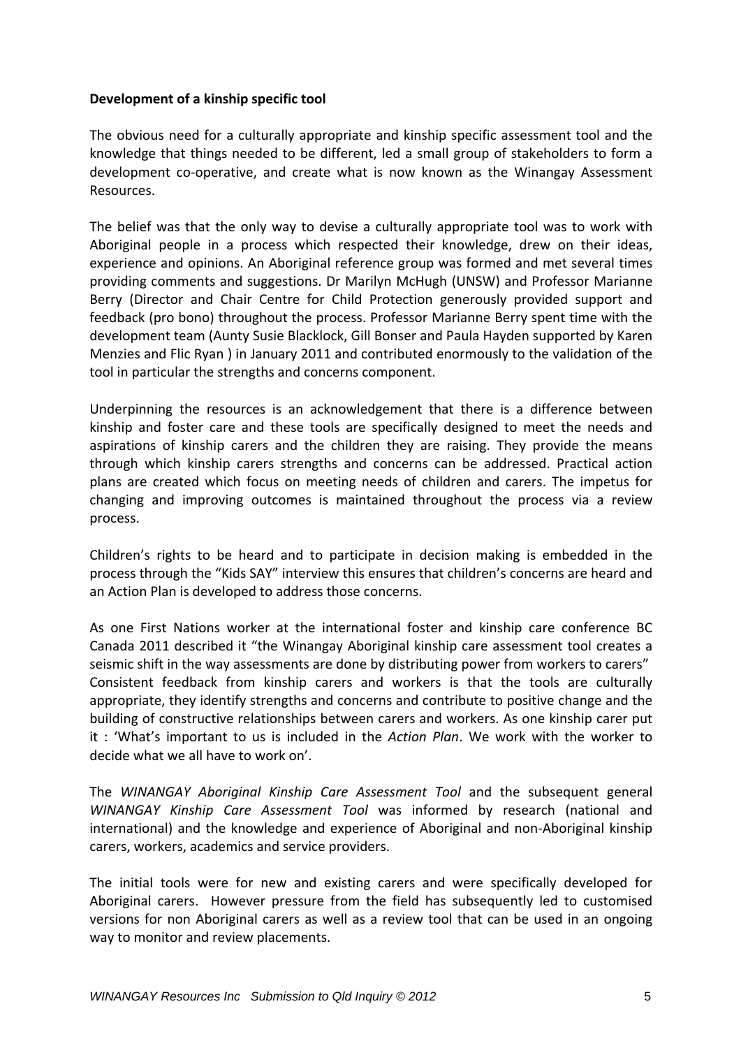**Development of a kinship specific tool**

The obvious need for a culturally appropriate and kinship specific assessment tool and the knowledge that things needed to be different, led a small group of stakeholders to form a development co-operative, and create what is now known as the Winangay Assessment Resources.

The belief was that the only way to devise a culturally appropriate tool was to work with Aboriginal people in a process which respected their knowledge, drew on their ideas, experience and opinions. An Aboriginal reference group was formed and met several times providing comments and suggestions. Dr Marilyn McHugh (UNSW) and Professor Marianne Berry (Director and Chair Centre for Child Protection generously provided support and feedback (pro bono) throughout the process. Professor Marianne Berry spent time with the development team (Aunty Susie Blacklock, Gill Bonser and Paula Hayden supported by Karen Menzies and Flic Ryan ) in January 2011 and contributed enormously to the validation of the tool in particular the strengths and concerns component.

Underpinning the resources is an acknowledgement that there is a difference between kinship and foster care and these tools are specifically designed to meet the needs and aspirations of kinship carers and the children they are raising. They provide the means through which kinship carers strengths and concerns can be addressed. Practical action plans are created which focus on meeting needs of children and carers. The impetus for changing and improving outcomes is maintained throughout the process via a review process.

Children's rights to be heard and to participate in decision making is embedded in the process through the "Kids SAY" interview this ensures that children's concerns are heard and an Action Plan is developed to address those concerns.

As one First Nations worker at the international foster and kinship care conference BC Canada 2011 described it "the Winangay Aboriginal kinship care assessment tool creates a seismic shift in the way assessments are done by distributing power from workers to carers" Consistent feedback from kinship carers and workers is that the tools are culturally appropriate, they identify strengths and concerns and contribute to positive change and the building of constructive relationships between carers and workers. As one kinship carer put it : 'What's important to us is included in the *Action Plan*. We work with the worker to decide what we all have to work on'.

The *WINANGAY Aboriginal Kinship Care Assessment Tool* and the subsequent general *WINANGAY Kinship Care Assessment Tool* was informed by research (national and international) and the knowledge and experience of Aboriginal and non-Aboriginal kinship carers, workers, academics and service providers.

The initial tools were for new and existing carers and were specifically developed for Aboriginal carers. However pressure from the field has subsequently led to customised versions for non Aboriginal carers as well as a review tool that can be used in an ongoing way to monitor and review placements.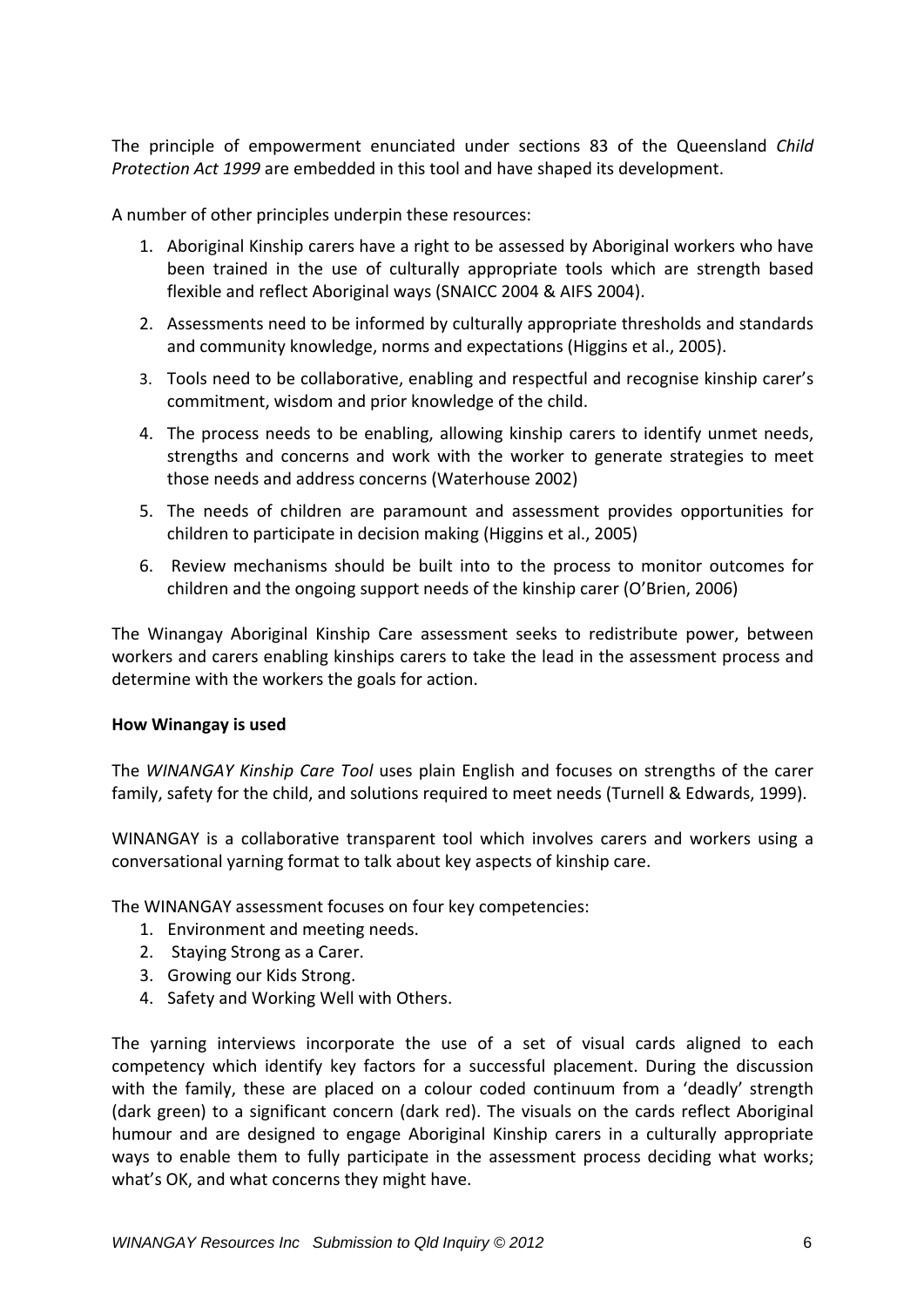The principle of empowerment enunciated under sections 83 of the Queensland *Child Protection Act 1999* are embedded in this tool and have shaped its development.

A number of other principles underpin these resources:

1. Aboriginal Kinship carers have a right to be assessed by Aboriginal workers who have been trained in the use of culturally appropriate tools which are strength based flexible and reflect Aboriginal ways (SNAICC 2004 & AIFS 2004).
2. Assessments need to be informed by culturally appropriate thresholds and standards and community knowledge, norms and expectations (Higgins et al., 2005).
3. Tools need to be collaborative, enabling and respectful and recognise kinship carer's commitment, wisdom and prior knowledge of the child.
4. The process needs to be enabling, allowing kinship carers to identify unmet needs, strengths and concerns and work with the worker to generate strategies to meet those needs and address concerns (Waterhouse 2002)
5. The needs of children are paramount and assessment provides opportunities for children to participate in decision making (Higgins et al., 2005)
6. Review mechanisms should be built into to the process to monitor outcomes for children and the ongoing support needs of the kinship carer (O'Brien, 2006)

The Winangay Aboriginal Kinship Care assessment seeks to redistribute power, between workers and carers enabling kinships carers to take the lead in the assessment process and determine with the workers the goals for action.

**How Winangay is used**

The *WINANGAY Kinship Care Tool* uses plain English and focuses on strengths of the carer family, safety for the child, and solutions required to meet needs (Turnell & Edwards, 1999).

WINANGAY is a collaborative transparent tool which involves carers and workers using a conversational yarning format to talk about key aspects of kinship care.

The WINANGAY assessment focuses on four key competencies:

1. Environment and meeting needs.
2. Staying Strong as a Carer.
3. Growing our Kids Strong.
4. Safety and Working Well with Others.

The yarning interviews incorporate the use of a set of visual cards aligned to each competency which identify key factors for a successful placement. During the discussion with the family, these are placed on a colour coded continuum from a 'deadly' strength (dark green) to a significant concern (dark red). The visuals on the cards reflect Aboriginal humour and are designed to engage Aboriginal Kinship carers in a culturally appropriate ways to enable them to fully participate in the assessment process deciding what works; what's OK, and what concerns they might have.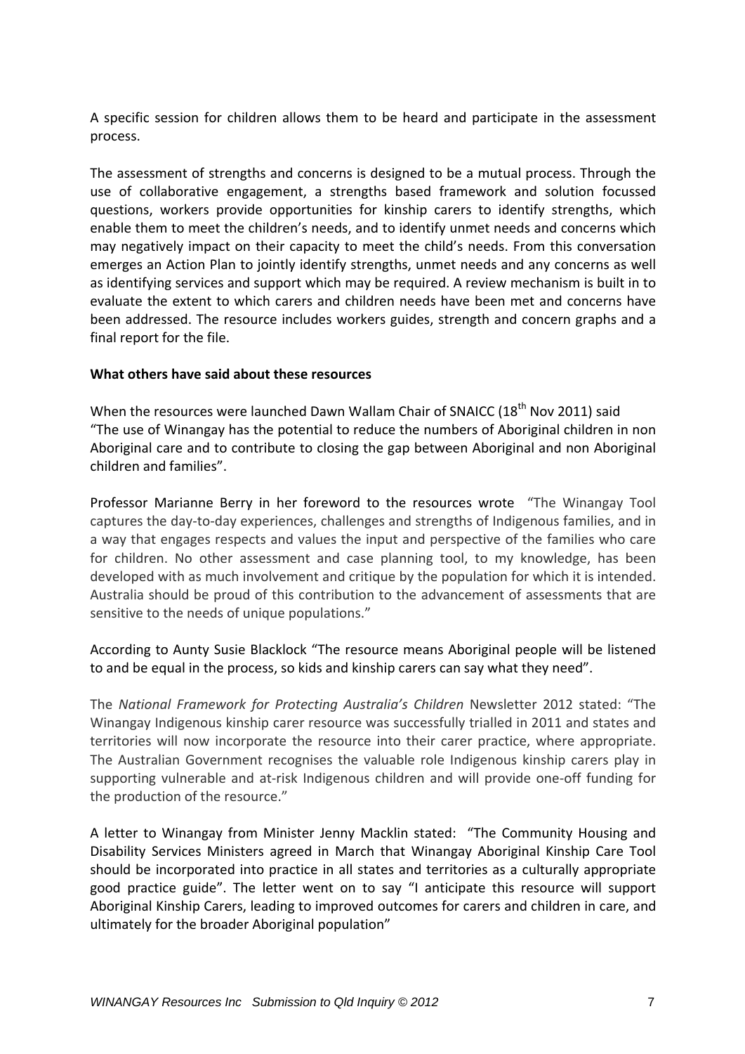A specific session for children allows them to be heard and participate in the assessment process.

The assessment of strengths and concerns is designed to be a mutual process. Through the use of collaborative engagement, a strengths based framework and solution focussed questions, workers provide opportunities for kinship carers to identify strengths, which enable them to meet the children's needs, and to identify unmet needs and concerns which may negatively impact on their capacity to meet the child's needs. From this conversation emerges an Action Plan to jointly identify strengths, unmet needs and any concerns as well as identifying services and support which may be required. A review mechanism is built in to evaluate the extent to which carers and children needs have been met and concerns have been addressed. The resource includes workers guides, strength and concern graphs and a final report for the file.

**What others have said about these resources**

When the resources were launched Dawn Wallam Chair of SNAICC (18th Nov 2011) said "The use of Winangay has the potential to reduce the numbers of Aboriginal children in non Aboriginal care and to contribute to closing the gap between Aboriginal and non Aboriginal children and families".

Professor Marianne Berry in her foreword to the resources wrote "The Winangay Tool captures the day-to-day experiences, challenges and strengths of Indigenous families, and in a way that engages respects and values the input and perspective of the families who care for children. No other assessment and case planning tool, to my knowledge, has been developed with as much involvement and critique by the population for which it is intended. Australia should be proud of this contribution to the advancement of assessments that are sensitive to the needs of unique populations."

According to Aunty Susie Blacklock "The resource means Aboriginal people will be listened to and be equal in the process, so kids and kinship carers can say what they need".

The *National Framework for Protecting Australia's Children* Newsletter 2012 stated: "The Winangay Indigenous kinship carer resource was successfully trialled in 2011 and states and territories will now incorporate the resource into their carer practice, where appropriate. The Australian Government recognises the valuable role Indigenous kinship carers play in supporting vulnerable and at-risk Indigenous children and will provide one-off funding for the production of the resource."

A letter to Winangay from Minister Jenny Macklin stated: "The Community Housing and Disability Services Ministers agreed in March that Winangay Aboriginal Kinship Care Tool should be incorporated into practice in all states and territories as a culturally appropriate good practice guide". The letter went on to say "I anticipate this resource will support Aboriginal Kinship Carers, leading to improved outcomes for carers and children in care, and ultimately for the broader Aboriginal population"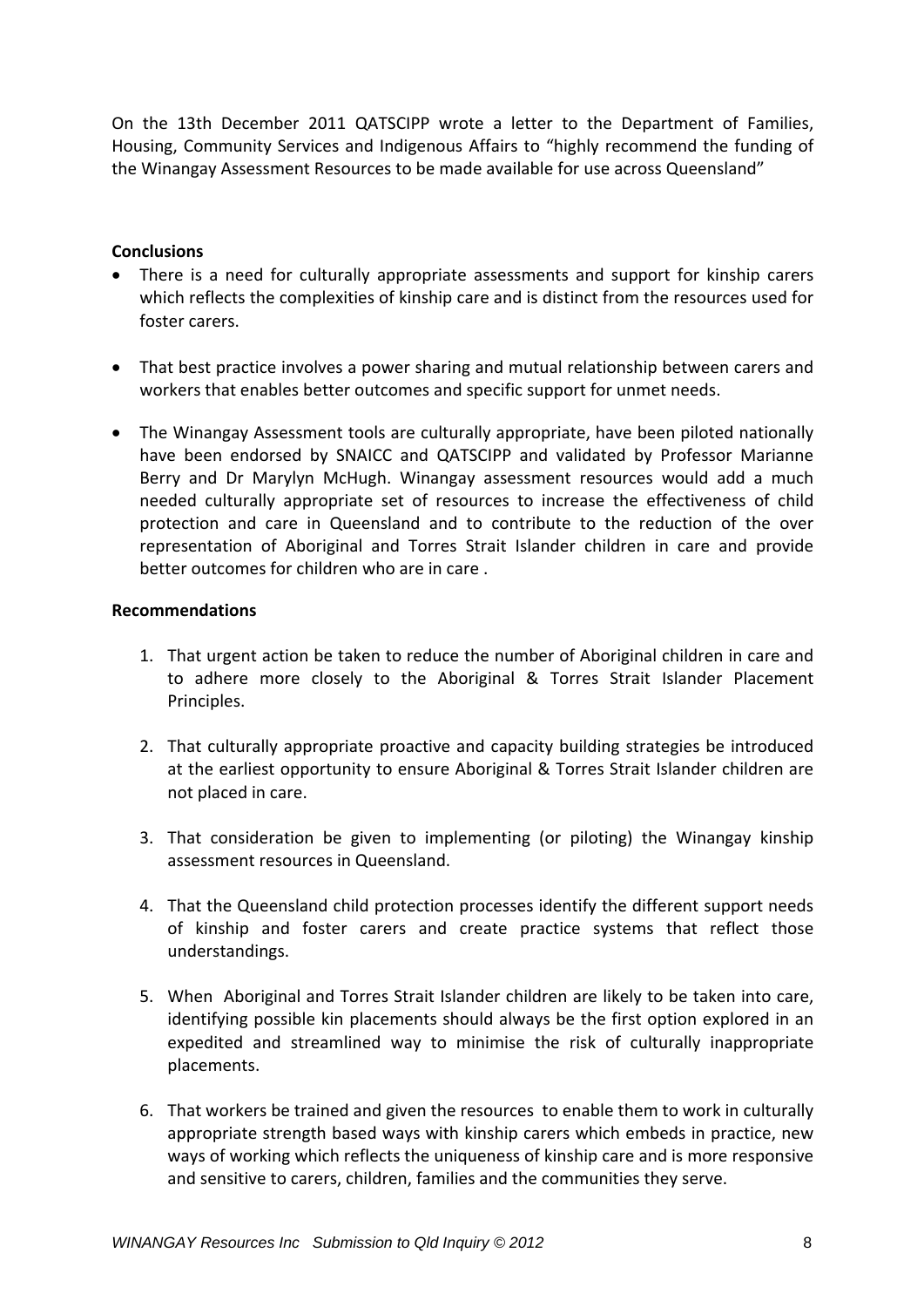On the 13th December 2011 QATSCIPP wrote a letter to the Department of Families, Housing, Community Services and Indigenous Affairs to "highly recommend the funding of the Winangay Assessment Resources to be made available for use across Queensland"

**Conclusions**

- There is a need for culturally appropriate assessments and support for kinship carers which reflects the complexities of kinship care and is distinct from the resources used for foster carers.
- That best practice involves a power sharing and mutual relationship between carers and workers that enables better outcomes and specific support for unmet needs.
- The Winangay Assessment tools are culturally appropriate, have been piloted nationally have been endorsed by SNAICC and QATSCIPP and validated by Professor Marianne Berry and Dr Marylyn McHugh. Winangay assessment resources would add a much needed culturally appropriate set of resources to increase the effectiveness of child protection and care in Queensland and to contribute to the reduction of the over representation of Aboriginal and Torres Strait Islander children in care and provide better outcomes for children who are in care .

**Recommendations**

1. That urgent action be taken to reduce the number of Aboriginal children in care and to adhere more closely to the Aboriginal & Torres Strait Islander Placement Principles.
2. That culturally appropriate proactive and capacity building strategies be introduced at the earliest opportunity to ensure Aboriginal & Torres Strait Islander children are not placed in care.
3. That consideration be given to implementing (or piloting) the Winangay kinship assessment resources in Queensland.
4. That the Queensland child protection processes identify the different support needs of kinship and foster carers and create practice systems that reflect those understandings.
5. When Aboriginal and Torres Strait Islander children are likely to be taken into care, identifying possible kin placements should always be the first option explored in an expedited and streamlined way to minimise the risk of culturally inappropriate placements.
6. That workers be trained and given the resources to enable them to work in culturally appropriate strength based ways with kinship carers which embeds in practice, new ways of working which reflects the uniqueness of kinship care and is more responsive and sensitive to carers, children, families and the communities they serve.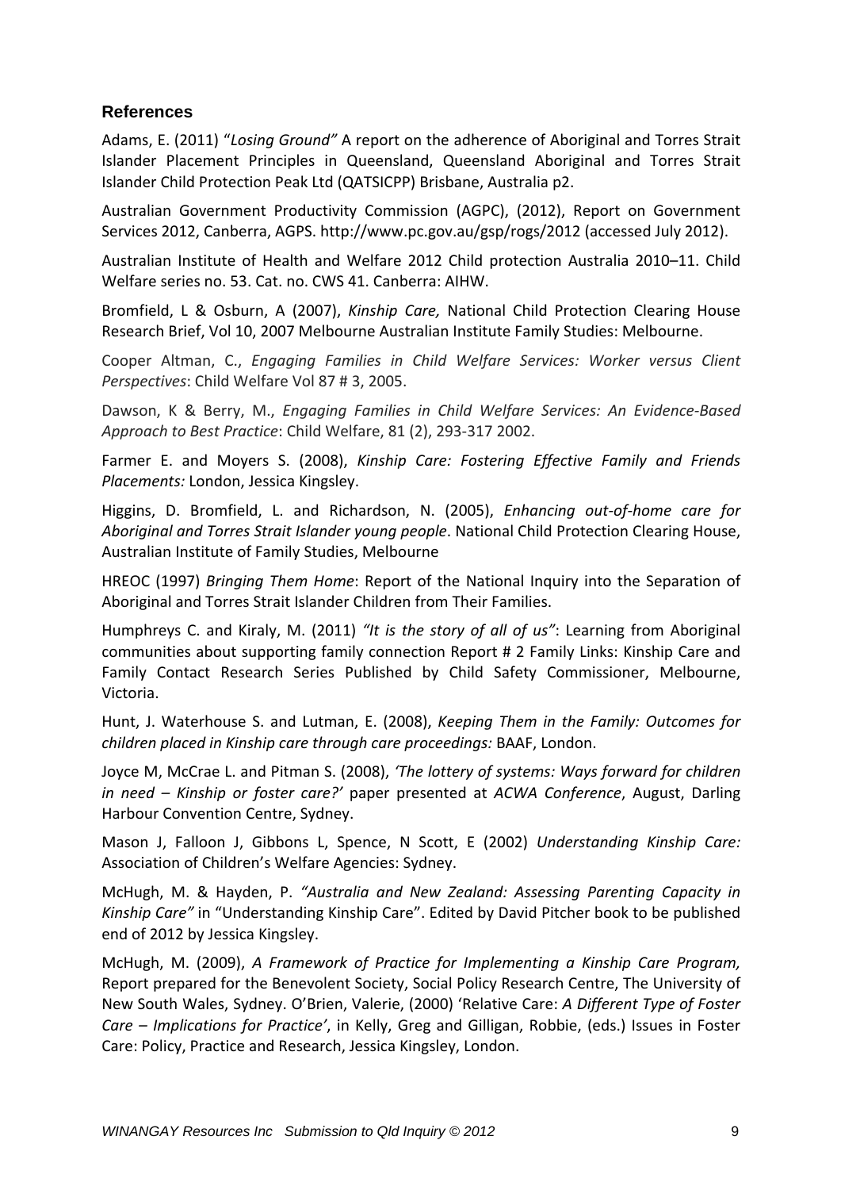## References

Adams, E. (2011) "*Losing Ground"* A report on the adherence of Aboriginal and Torres Strait Islander Placement Principles in Queensland, Queensland Aboriginal and Torres Strait Islander Child Protection Peak Ltd (QATSICPP) Brisbane, Australia p2.

Australian Government Productivity Commission (AGPC), (2012), Report on Government Services 2012, Canberra, AGPS. http://www.pc.gov.au/gsp/rogs/2012 (accessed July 2012).

Australian Institute of Health and Welfare 2012 Child protection Australia 2010–11. Child Welfare series no. 53. Cat. no. CWS 41. Canberra: AIHW.

Bromfield, L & Osburn, A (2007), *Kinship Care,* National Child Protection Clearing House Research Brief, Vol 10, 2007 Melbourne Australian Institute Family Studies: Melbourne.

Cooper Altman, C., *Engaging Families in Child Welfare Services: Worker versus Client Perspectives*: Child Welfare Vol 87 # 3, 2005.

Dawson, K & Berry, M., *Engaging Families in Child Welfare Services: An Evidence-Based Approach to Best Practice*: Child Welfare, 81 (2), 293-317 2002.

Farmer E. and Moyers S. (2008), *Kinship Care: Fostering Effective Family and Friends Placements:* London, Jessica Kingsley.

Higgins, D. Bromfield, L. and Richardson, N. (2005), *Enhancing out-of-home care for Aboriginal and Torres Strait Islander young people*. National Child Protection Clearing House, Australian Institute of Family Studies, Melbourne

HREOC (1997) *Bringing Them Home*: Report of the National Inquiry into the Separation of Aboriginal and Torres Strait Islander Children from Their Families.

Humphreys C. and Kiraly, M. (2011) *"It is the story of all of us"*: Learning from Aboriginal communities about supporting family connection Report # 2 Family Links: Kinship Care and Family Contact Research Series Published by Child Safety Commissioner, Melbourne, Victoria.

Hunt, J. Waterhouse S. and Lutman, E. (2008), *Keeping Them in the Family: Outcomes for children placed in Kinship care through care proceedings:* BAAF, London.

Joyce M, McCrae L. and Pitman S. (2008), *'The lottery of systems: Ways forward for children in need – Kinship or foster care?'* paper presented at *ACWA Conference*, August, Darling Harbour Convention Centre, Sydney.

Mason J, Falloon J, Gibbons L, Spence, N Scott, E (2002) *Understanding Kinship Care:* Association of Children's Welfare Agencies: Sydney.

McHugh, M. & Hayden, P. *"Australia and New Zealand: Assessing Parenting Capacity in Kinship Care"* in "Understanding Kinship Care". Edited by David Pitcher book to be published end of 2012 by Jessica Kingsley.

McHugh, M. (2009), *A Framework of Practice for Implementing a Kinship Care Program,* Report prepared for the Benevolent Society, Social Policy Research Centre, The University of New South Wales, Sydney. O'Brien, Valerie, (2000) 'Relative Care: *A Different Type of Foster Care – Implications for Practice'*, in Kelly, Greg and Gilligan, Robbie, (eds.) Issues in Foster Care: Policy, Practice and Research, Jessica Kingsley, London.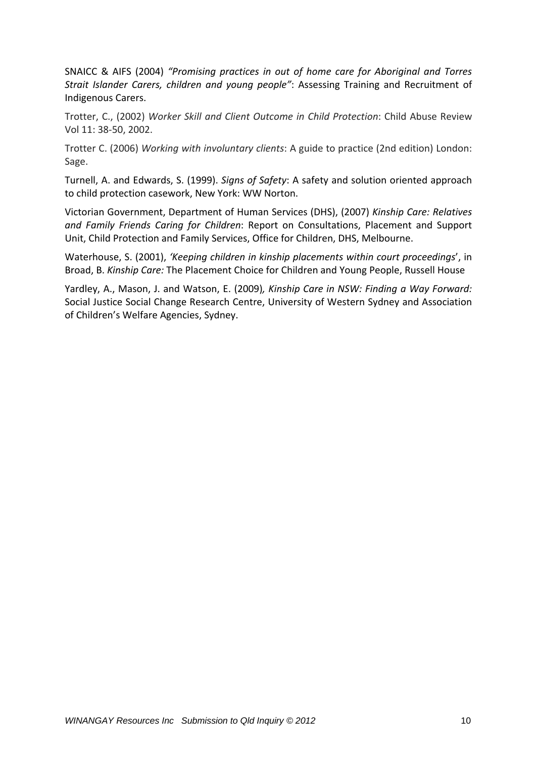SNAICC & AIFS (2004) *"Promising practices in out of home care for Aboriginal and Torres Strait Islander Carers, children and young people"*: Assessing Training and Recruitment of Indigenous Carers.

Trotter, C., (2002) *Worker Skill and Client Outcome in Child Protection*: Child Abuse Review Vol 11: 38-50, 2002.

Trotter C. (2006) *Working with involuntary clients*: A guide to practice (2nd edition) London: Sage.

Turnell, A. and Edwards, S. (1999). *Signs of Safety*: A safety and solution oriented approach to child protection casework, New York: WW Norton.

Victorian Government, Department of Human Services (DHS), (2007) *Kinship Care: Relatives and Family Friends Caring for Children*: Report on Consultations, Placement and Support Unit, Child Protection and Family Services, Office for Children, DHS, Melbourne.

Waterhouse, S. (2001), *'Keeping children in kinship placements within court proceedings*', in Broad, B. *Kinship Care:* The Placement Choice for Children and Young People, Russell House

Yardley, A., Mason, J. and Watson, E. (2009)*, Kinship Care in NSW: Finding a Way Forward:* Social Justice Social Change Research Centre, University of Western Sydney and Association of Children's Welfare Agencies, Sydney.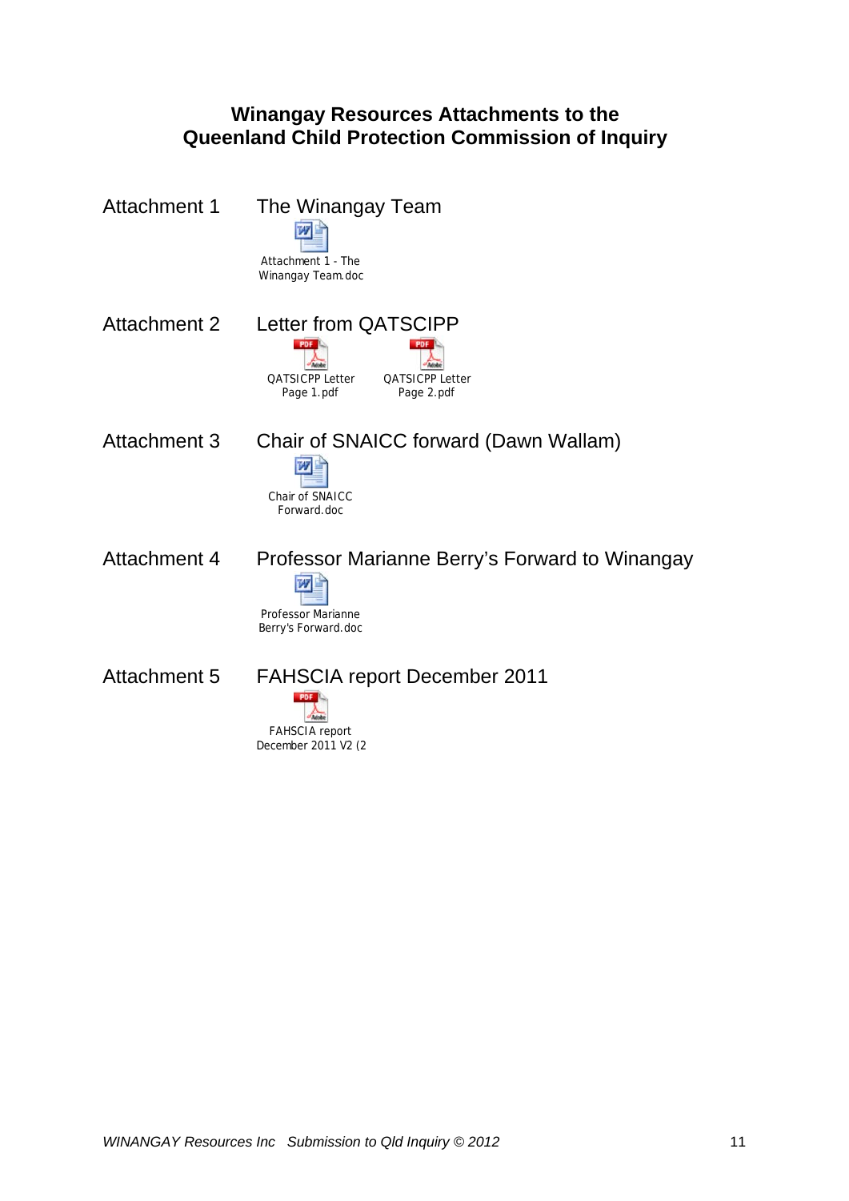## Winangay Resources Attachments to the Queenland Child Protection Commission of Inquiry

Attachment 1 The Winangay Team

Attachment 1 - The Winangay Team.doc

Attachment 2 Letter from QATSCIPP

QATSICPP Letter Page 1.pdf

QATSICPP Letter Page 2.pdf

Attachment 3 Chair of SNAICC forward (Dawn Wallam)

Chair of SNAICC Forward.doc

Attachment 4 Professor Marianne Berry's Forward to Winangay

Professor Marianne Berry's Forward.doc

Attachment 5 FAHSCIA report December 2011

FAHSCIA report December 2011 V2 (2